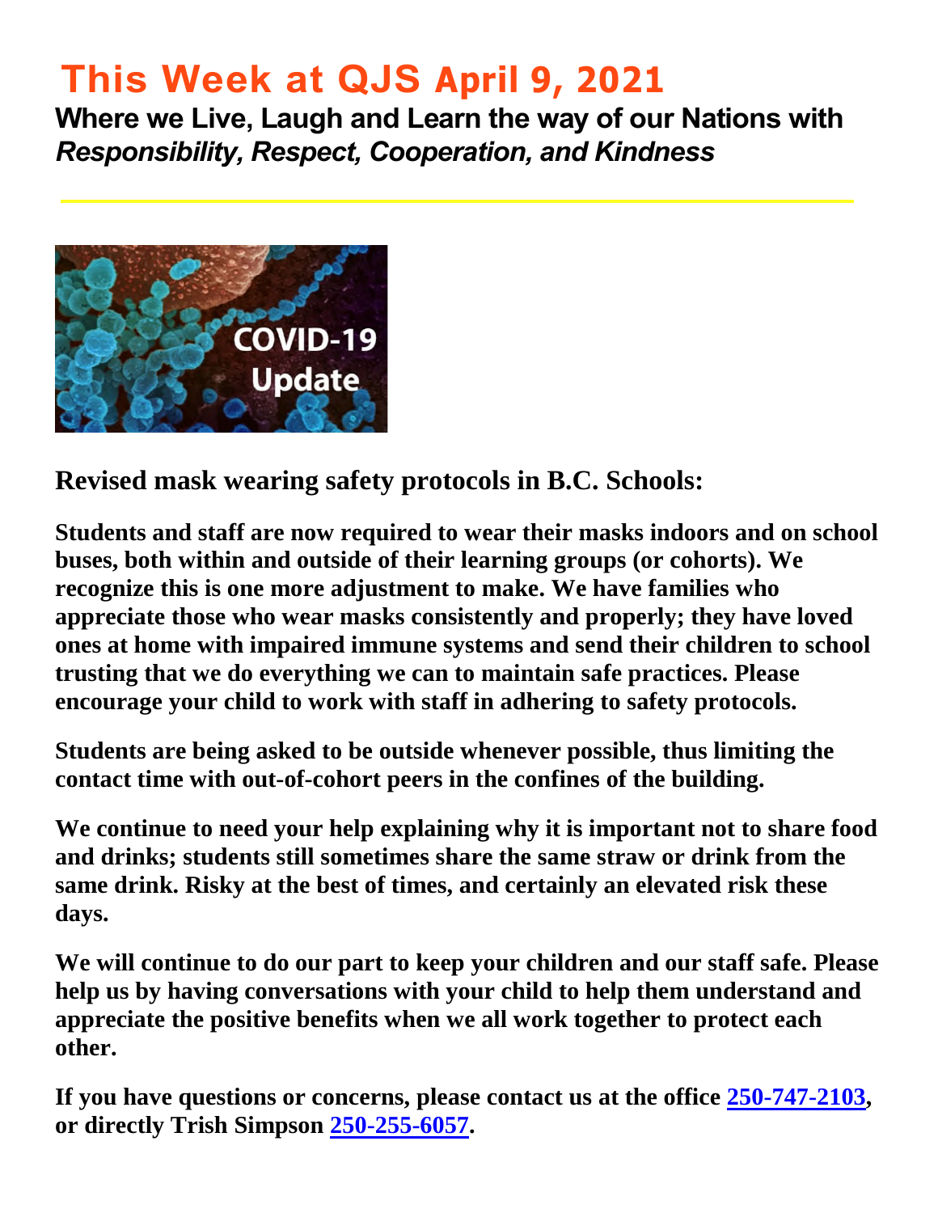# This Week at QJS April 9, 2021

**Where we Live, Laugh and Learn the way of our Nations with** ***Responsibility, Respect, Cooperation, and Kindness***

## Revised mask wearing safety protocols in B.C. Schools:

**Students and staff are now required to wear their masks indoors and on school buses, both within and outside of their learning groups (or cohorts). We recognize this is one more adjustment to make. We have families who appreciate those who wear masks consistently and properly; they have loved ones at home with impaired immune systems and send their children to school trusting that we do everything we can to maintain safe practices. Please encourage your child to work with staff in adhering to safety protocols.**

**Students are being asked to be outside whenever possible, thus limiting the contact time with out-of-cohort peers in the confines of the building.**

**We continue to need your help explaining why it is important not to share food and drinks; students still sometimes share the same straw or drink from the same drink. Risky at the best of times, and certainly an elevated risk these days.**

**We will continue to do our part to keep your children and our staff safe. Please help us by having conversations with your child to help them understand and appreciate the positive benefits when we all work together to protect each other.**

**If you have questions or concerns, please contact us at the office 250-747-2103, or directly Trish Simpson 250-255-6057.**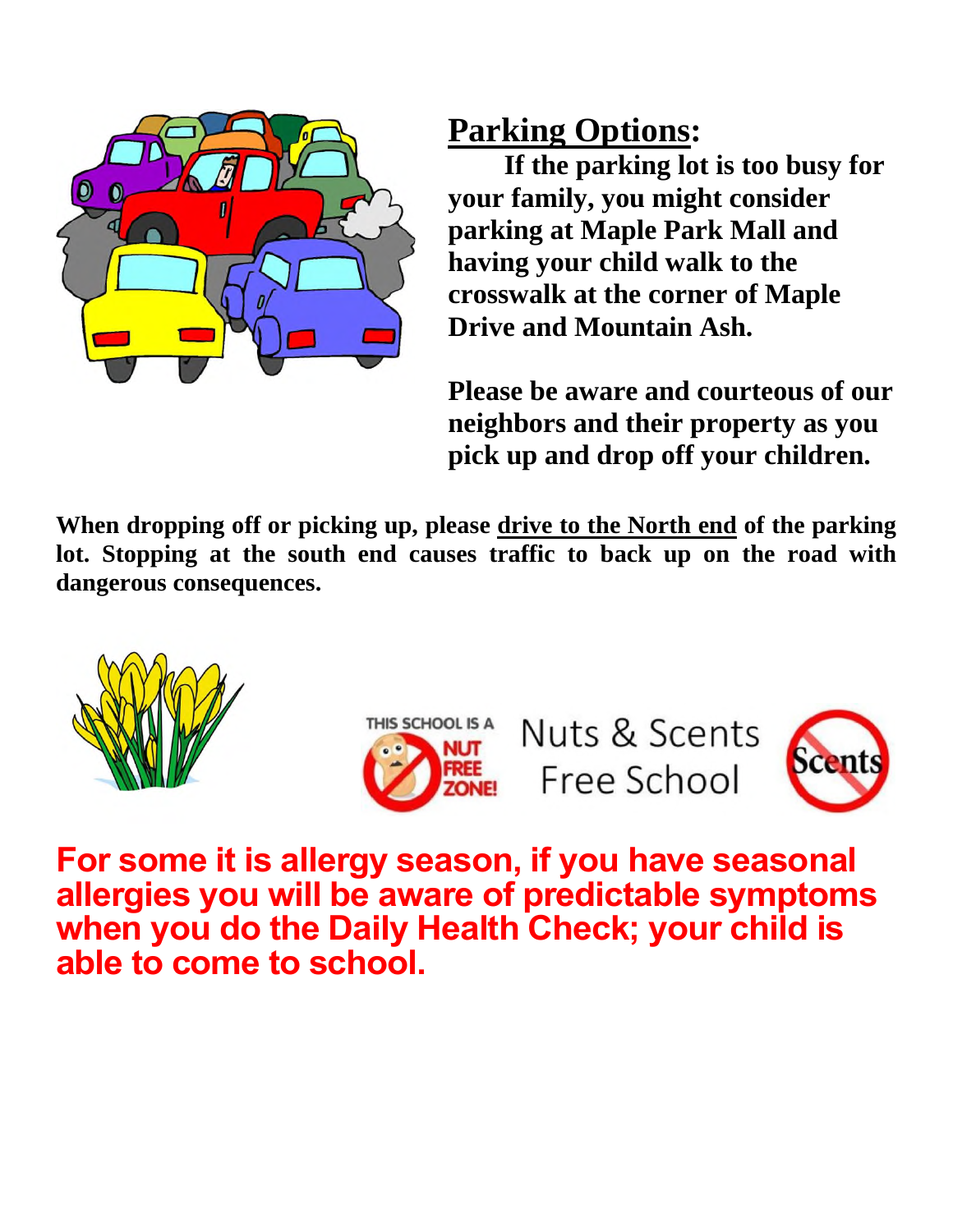## Parking Options:

**If the parking lot is too busy for your family, you might consider parking at Maple Park Mall and having your child walk to the crosswalk at the corner of Maple Drive and Mountain Ash.**

**Please be aware and courteous of our neighbors and their property as you pick up and drop off your children.**

**When dropping off or picking up, please drive to the North end of the parking lot. Stopping at the south end causes traffic to back up on the road with dangerous consequences.**

THIS SCHOOL IS A NUT FREE ZONE!

Nuts & Scents Free School

Scents

**For some it is allergy season, if you have seasonal allergies you will be aware of predictable symptoms when you do the Daily Health Check; your child is able to come to school.**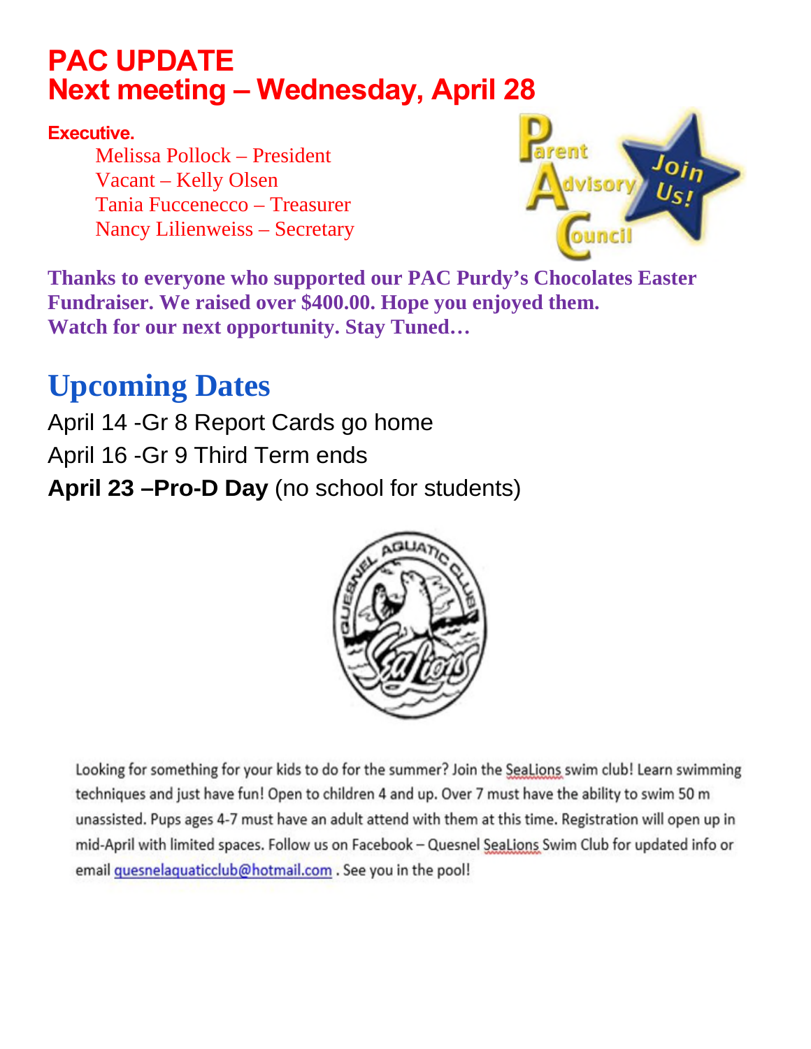# PAC UPDATE
# Next meeting – Wednesday, April 28

**Executive.**

Melissa Pollock – President
Vacant – Kelly Olsen
Tania Fuccenecco – Treasurer
Nancy Lilienweiss – Secretary

**Thanks to everyone who supported our PAC Purdy's Chocolates Easter Fundraiser. We raised over $400.00. Hope you enjoyed them.**
**Watch for our next opportunity. Stay Tuned…**

## Upcoming Dates

April 14 -Gr 8 Report Cards go home
April 16 -Gr 9 Third Term ends
**April 23 –Pro-D Day** (no school for students)

Looking for something for your kids to do for the summer? Join the SeaLions swim club! Learn swimming techniques and just have fun! Open to children 4 and up. Over 7 must have the ability to swim 50 m unassisted. Pups ages 4-7 must have an adult attend with them at this time. Registration will open up in mid-April with limited spaces. Follow us on Facebook – Quesnel SeaLions Swim Club for updated info or email quesnelaquaticclub@hotmail.com . See you in the pool!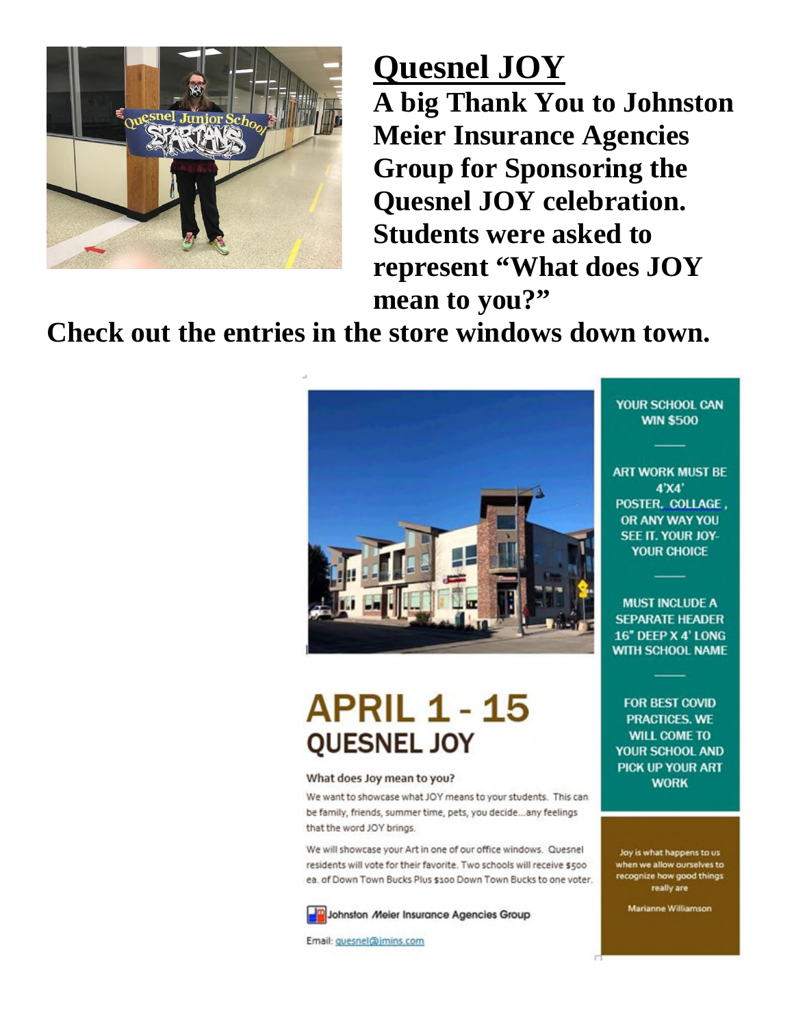# Quesnel JOY

**A big Thank You to Johnston Meier Insurance Agencies Group for Sponsoring the Quesnel JOY celebration. Students were asked to represent "What does JOY mean to you?"**

**Check out the entries in the store windows down town.**

## APRIL 1 - 15
## QUESNEL JOY

**What does Joy mean to you?**

We want to showcase what JOY means to your students. This can be family, friends, summer time, pets, you decide...any feelings that the word JOY brings.

We will showcase your Art in one of our office windows. Quesnel residents will vote for their favorite. Two schools will receive $500 ea. of Down Town Bucks Plus $100 Down Town Bucks to one voter.

Johnston Meier Insurance Agencies Group

Email: quesnel@jmins.com

YOUR SCHOOL CAN WIN $500

ART WORK MUST BE 4'X4' POSTER, COLLAGE, OR ANY WAY YOU SEE IT. YOUR JOY- YOUR CHOICE

MUST INCLUDE A SEPARATE HEADER 16" DEEP X 4' LONG WITH SCHOOL NAME

FOR BEST COVID PRACTICES. WE WILL COME TO YOUR SCHOOL AND PICK UP YOUR ART WORK

Joy is what happens to us when we allow ourselves to recognize how good things really are

Marianne Williamson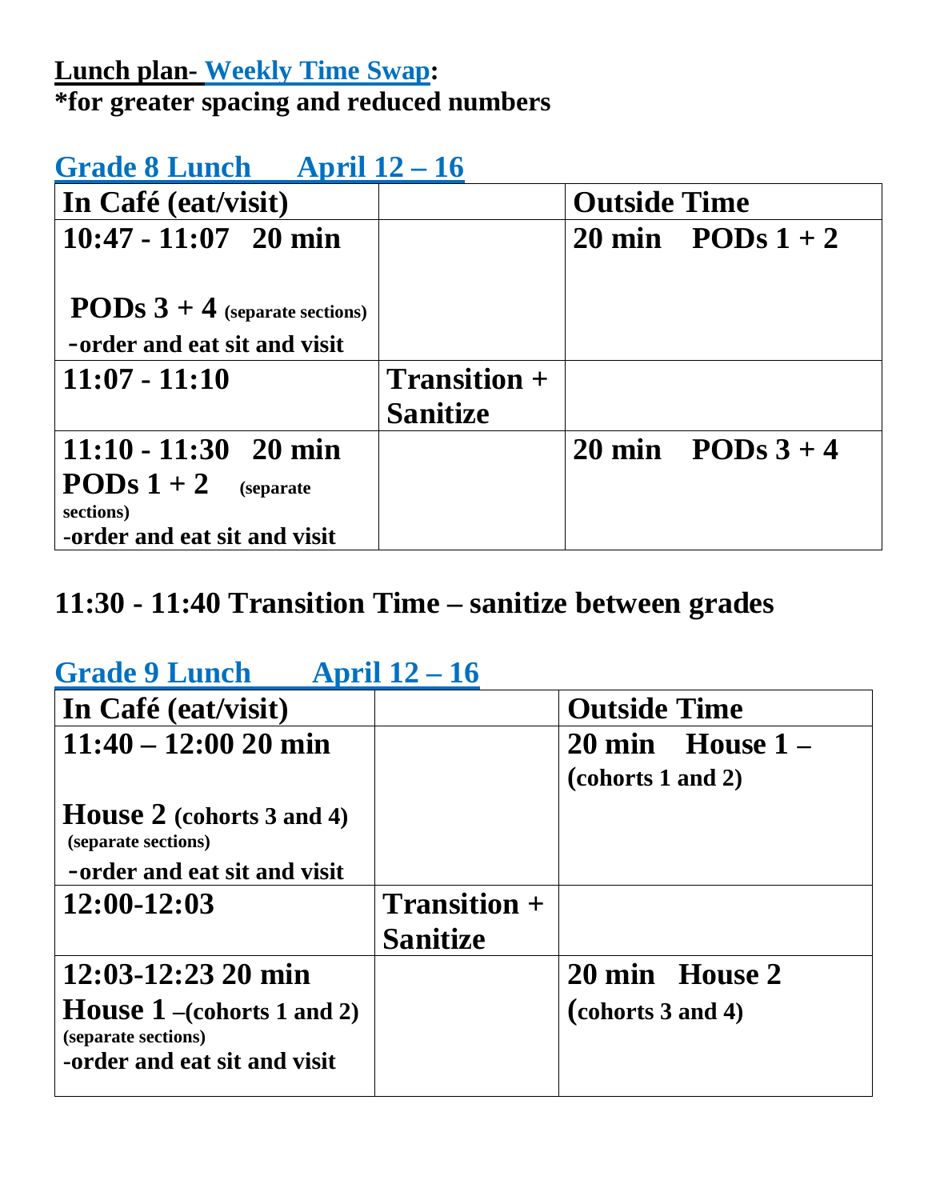**Lunch plan- Weekly Time Swap:**
**\*for greater spacing and reduced numbers**

## Grade 8 Lunch April 12 – 16

| In Café (eat/visit) | | Outside Time |
|---|---|---|
| 10:47 - 11:07 20 min<br><br>PODs 3 + 4 (separate sections)<br>-order and eat sit and visit | | 20 min PODs 1 + 2 |
| 11:07 - 11:10 | Transition + Sanitize | |
| 11:10 - 11:30 20 min<br>PODs 1 + 2 (separate sections)<br>-order and eat sit and visit | | 20 min PODs 3 + 4 |

**11:30 - 11:40 Transition Time – sanitize between grades**

## Grade 9 Lunch April 12 – 16

| In Café (eat/visit) | | Outside Time |
|---|---|---|
| 11:40 – 12:00 20 min<br><br>House 2 (cohorts 3 and 4)<br>(separate sections)<br>-order and eat sit and visit | | 20 min House 1 –<br>(cohorts 1 and 2) |
| 12:00-12:03 | Transition + Sanitize | |
| 12:03-12:23 20 min<br>House 1 –(cohorts 1 and 2)<br>(separate sections)<br>-order and eat sit and visit | | 20 min House 2<br>(cohorts 3 and 4) |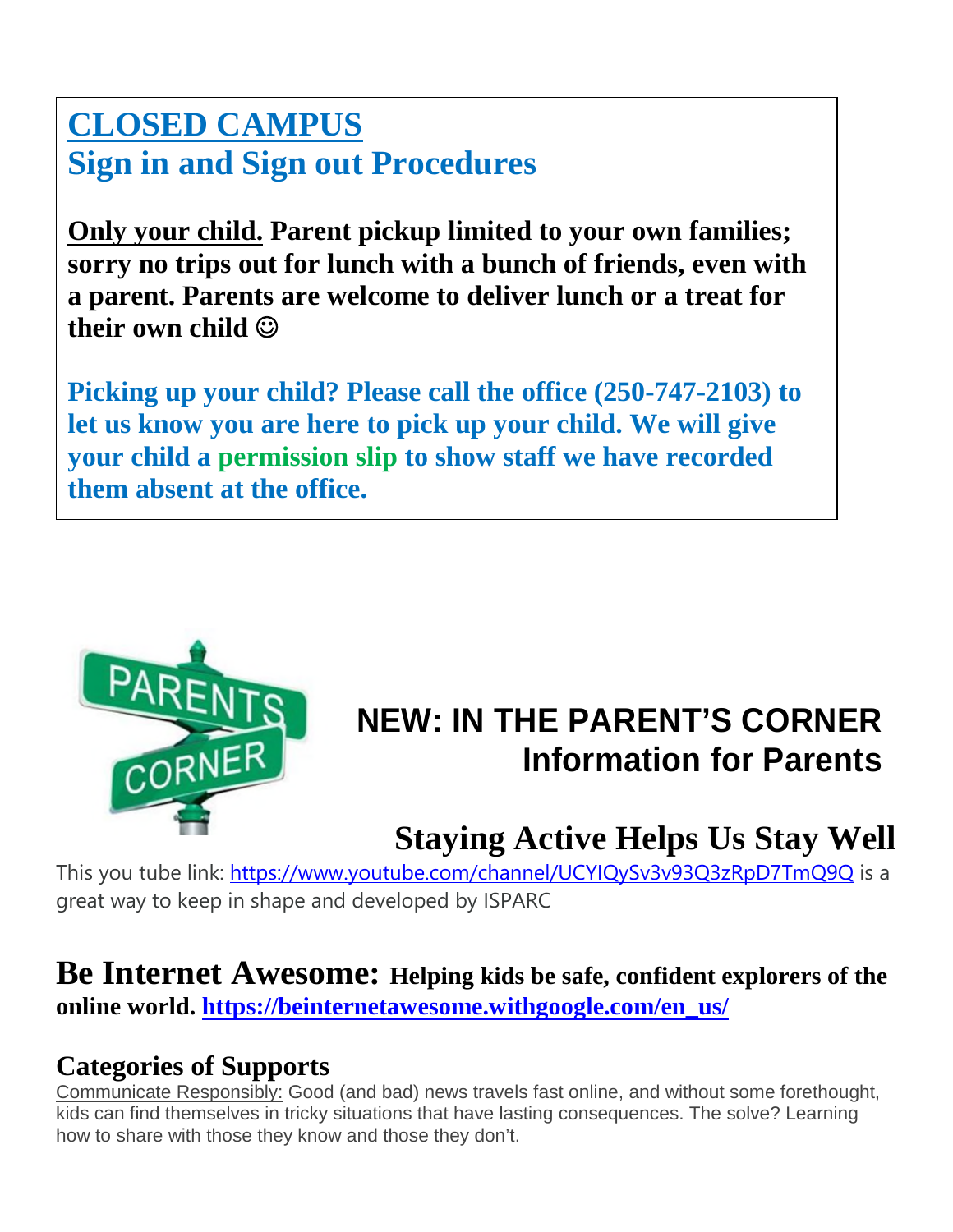## CLOSED CAMPUS
## Sign in and Sign out Procedures

**Only your child. Parent pickup limited to your own families; sorry no trips out for lunch with a bunch of friends, even with a parent. Parents are welcome to deliver lunch or a treat for their own child ☺**

**Picking up your child? Please call the office (250-747-2103) to let us know you are here to pick up your child. We will give your child a permission slip to show staff we have recorded them absent at the office.**

## NEW: IN THE PARENT'S CORNER
### Information for Parents

## Staying Active Helps Us Stay Well

This you tube link: https://www.youtube.com/channel/UCYIQySv3v93Q3zRpD7TmQ9Q is a great way to keep in shape and developed by ISPARC

**Be Internet Awesome: Helping kids be safe, confident explorers of the online world. https://beinternetawesome.withgoogle.com/en_us/**

### Categories of Supports

Communicate Responsibly: Good (and bad) news travels fast online, and without some forethought, kids can find themselves in tricky situations that have lasting consequences. The solve? Learning how to share with those they know and those they don't.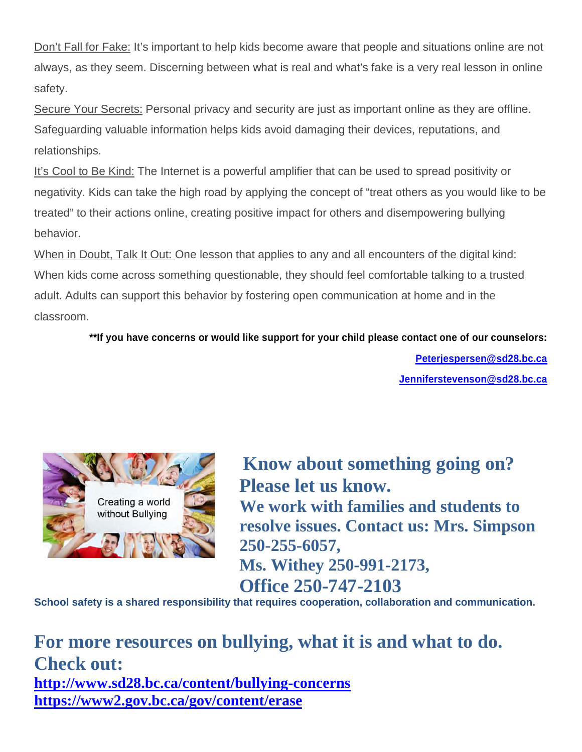Don't Fall for Fake: It's important to help kids become aware that people and situations online are not always, as they seem. Discerning between what is real and what's fake is a very real lesson in online safety.

Secure Your Secrets: Personal privacy and security are just as important online as they are offline. Safeguarding valuable information helps kids avoid damaging their devices, reputations, and relationships.

It's Cool to Be Kind: The Internet is a powerful amplifier that can be used to spread positivity or negativity. Kids can take the high road by applying the concept of "treat others as you would like to be treated" to their actions online, creating positive impact for others and disempowering bullying behavior.

When in Doubt, Talk It Out: One lesson that applies to any and all encounters of the digital kind: When kids come across something questionable, they should feel comfortable talking to a trusted adult. Adults can support this behavior by fostering open communication at home and in the classroom.

**\*\*If you have concerns or would like support for your child please contact one of our counselors:**

**Peterjespersen@sd28.bc.ca**

**Jenniferstevenson@sd28.bc.ca**

## Know about something going on? Please let us know.

**We work with families and students to resolve issues. Contact us: Mrs. Simpson 250-255-6057,**
**Ms. Withey 250-991-2173,**
**Office 250-747-2103**

**School safety is a shared responsibility that requires cooperation, collaboration and communication.**

## For more resources on bullying, what it is and what to do. Check out:

**http://www.sd28.bc.ca/content/bullying-concerns**
**https://www2.gov.bc.ca/gov/content/erase**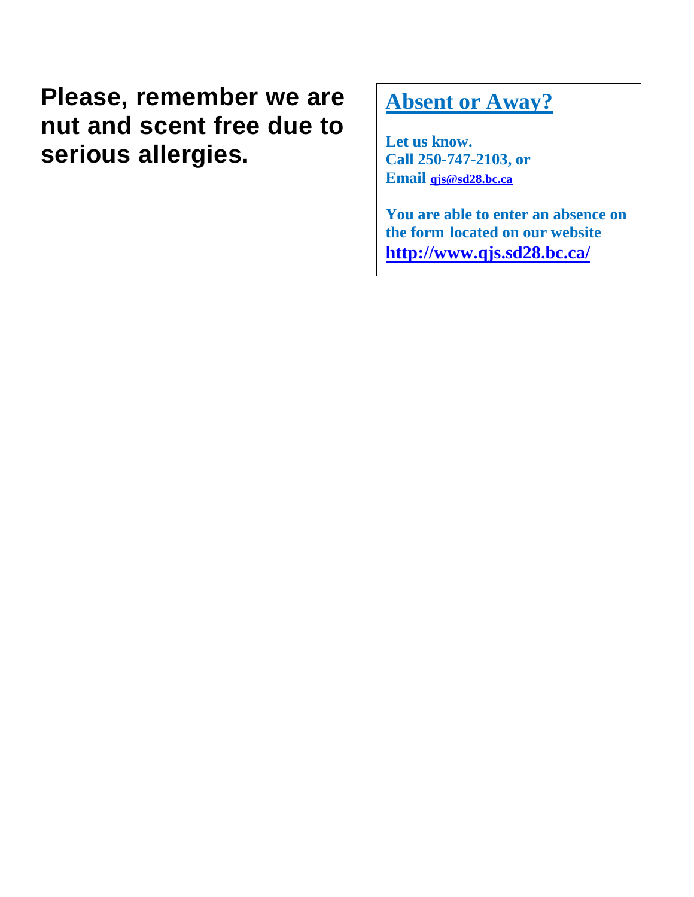**Please, remember we are nut and scent free due to serious allergies.**

## Absent or Away?

**Let us know.**
**Call 250-747-2103, or**
**Email qjs@sd28.bc.ca**

**You are able to enter an absence on the form located on our website**
**http://www.qjs.sd28.bc.ca/**